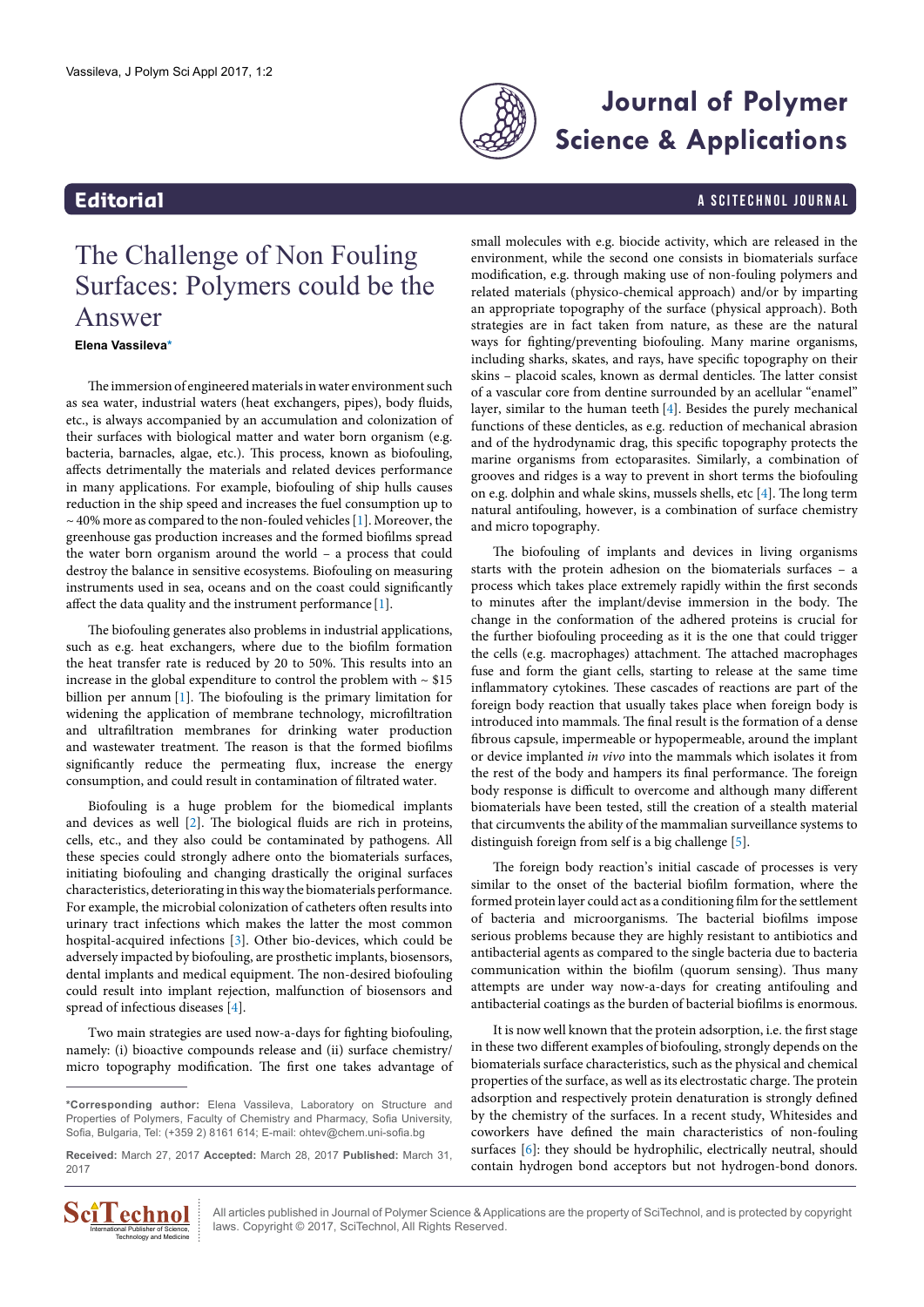Editorial

# The Challenge of Non Fouling Surfaces: Polymers could be the Answer

**Elena Vassileva***

The immersion of engineered materials in water environment such as sea water, industrial waters (heat exchangers, pipes), body fluids, etc., is always accompanied by an accumulation and colonization of their surfaces with biological matter and water born organism (e.g. bacteria, barnacles, algae, etc.). This process, known as biofouling, affects detrimentally the materials and related devices performance in many applications. For example, biofouling of ship hulls causes reduction in the ship speed and increases the fuel consumption up to ~ 40% more as compared to the non-fouled vehicles [1]. Moreover, the greenhouse gas production increases and the formed biofilms spread the water born organism around the world – a process that could destroy the balance in sensitive ecosystems. Biofouling on measuring instruments used in sea, oceans and on the coast could significantly affect the data quality and the instrument performance [1].

The biofouling generates also problems in industrial applications, such as e.g. heat exchangers, where due to the biofilm formation the heat transfer rate is reduced by 20 to 50%. This results into an increase in the global expenditure to control the problem with ~ $15 billion per annum [1]. The biofouling is the primary limitation for widening the application of membrane technology, microfiltration and ultrafiltration membranes for drinking water production and wastewater treatment. The reason is that the formed biofilms significantly reduce the permeating flux, increase the energy consumption, and could result in contamination of filtrated water.

Biofouling is a huge problem for the biomedical implants and devices as well [2]. The biological fluids are rich in proteins, cells, etc., and they also could be contaminated by pathogens. All these species could strongly adhere onto the biomaterials surfaces, initiating biofouling and changing drastically the original surfaces characteristics, deteriorating in this way the biomaterials performance. For example, the microbial colonization of catheters often results into urinary tract infections which makes the latter the most common hospital-acquired infections [3]. Other bio-devices, which could be adversely impacted by biofouling, are prosthetic implants, biosensors, dental implants and medical equipment. The non-desired biofouling could result into implant rejection, malfunction of biosensors and spread of infectious diseases [4].

Two main strategies are used now-a-days for fighting biofouling, namely: (i) bioactive compounds release and (ii) surface chemistry/micro topography modification. The first one takes advantage of small molecules with e.g. biocide activity, which are released in the environment, while the second one consists in biomaterials surface modification, e.g. through making use of non-fouling polymers and related materials (physico-chemical approach) and/or by imparting an appropriate topography of the surface (physical approach). Both strategies are in fact taken from nature, as these are the natural ways for fighting/preventing biofouling. Many marine organisms, including sharks, skates, and rays, have specific topography on their skins – placoid scales, known as dermal denticles. The latter consist of a vascular core from dentine surrounded by an acellular "enamel" layer, similar to the human teeth [4]. Besides the purely mechanical functions of these denticles, as e.g. reduction of mechanical abrasion and of the hydrodynamic drag, this specific topography protects the marine organisms from ectoparasites. Similarly, a combination of grooves and ridges is a way to prevent in short terms the biofouling on e.g. dolphin and whale skins, mussels shells, etc [4]. The long term natural antifouling, however, is a combination of surface chemistry and micro topography.

The biofouling of implants and devices in living organisms starts with the protein adhesion on the biomaterials surfaces – a process which takes place extremely rapidly within the first seconds to minutes after the implant/devise immersion in the body. The change in the conformation of the adhered proteins is crucial for the further biofouling proceeding as it is the one that could trigger the cells (e.g. macrophages) attachment. The attached macrophages fuse and form the giant cells, starting to release at the same time inflammatory cytokines. These cascades of reactions are part of the foreign body reaction that usually takes place when foreign body is introduced into mammals. The final result is the formation of a dense fibrous capsule, impermeable or hypopermeable, around the implant or device implanted *in vivo* into the mammals which isolates it from the rest of the body and hampers its final performance. The foreign body response is difficult to overcome and although many different biomaterials have been tested, still the creation of a stealth material that circumvents the ability of the mammalian surveillance systems to distinguish foreign from self is a big challenge [5].

The foreign body reaction's initial cascade of processes is very similar to the onset of the bacterial biofilm formation, where the formed protein layer could act as a conditioning film for the settlement of bacteria and microorganisms. The bacterial biofilms impose serious problems because they are highly resistant to antibiotics and antibacterial agents as compared to the single bacteria due to bacteria communication within the biofilm (quorum sensing). Thus many attempts are under way now-a-days for creating antifouling and antibacterial coatings as the burden of bacterial biofilms is enormous.

It is now well known that the protein adsorption, i.e. the first stage in these two different examples of biofouling, strongly depends on the biomaterials surface characteristics, such as the physical and chemical properties of the surface, as well as its electrostatic charge. The protein adsorption and respectively protein denaturation is strongly defined by the chemistry of the surfaces. In a recent study, Whitesides and coworkers have defined the main characteristics of non-fouling surfaces [6]: they should be hydrophilic, electrically neutral, should contain hydrogen bond acceptors but not hydrogen-bond donors.

---

***Corresponding author:** Elena Vassileva, Laboratory on Structure and Properties of Polymers, Faculty of Chemistry and Pharmacy, Sofia University, Sofia, Bulgaria, Tel: (+359 2) 8161 614; E-mail: ohtev@chem.uni-sofia.bg

**Received:** March 27, 2017 **Accepted:** March 28, 2017 **Published:** March 31, 2017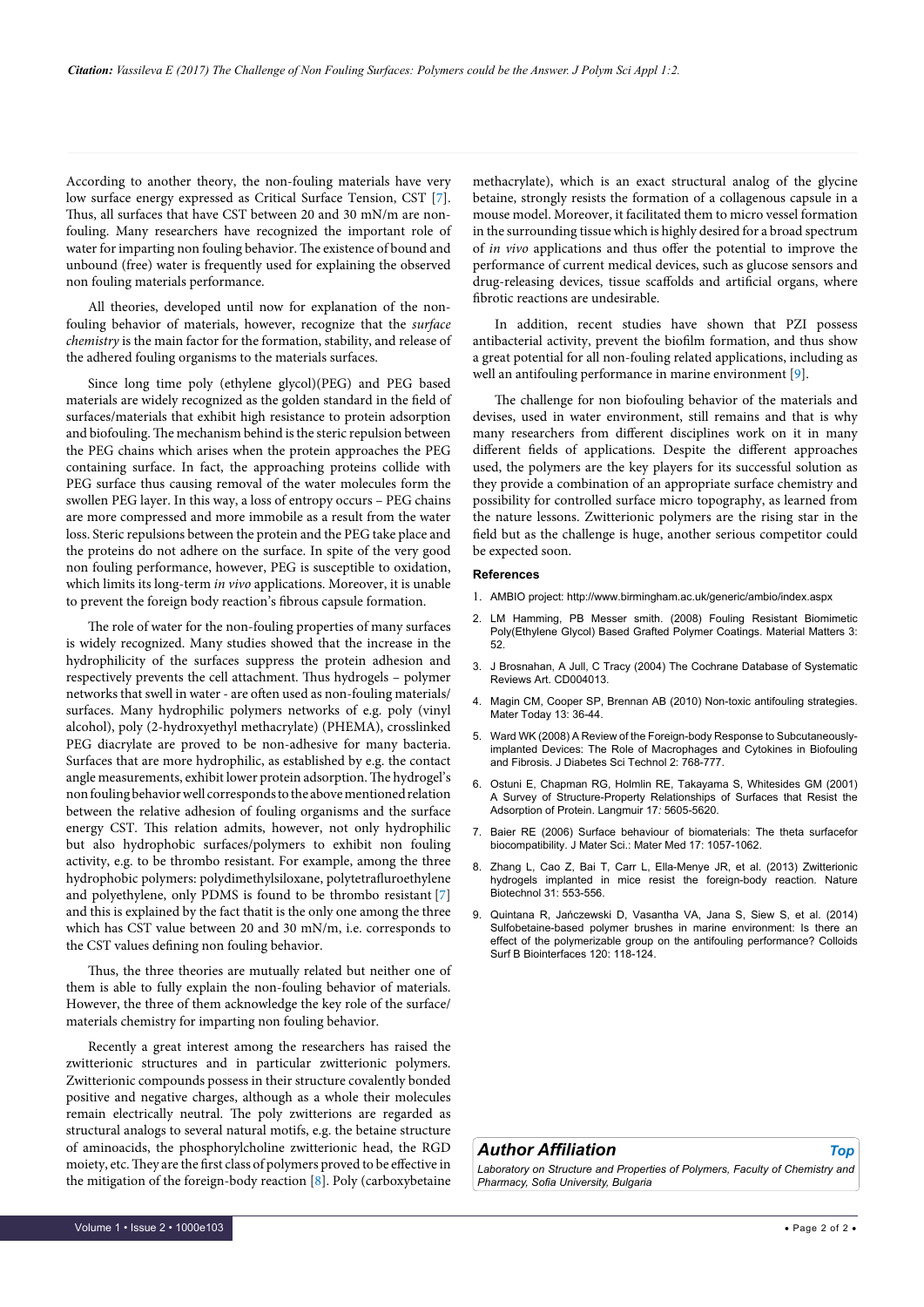According to another theory, the non-fouling materials have very low surface energy expressed as Critical Surface Tension, CST [7]. Thus, all surfaces that have CST between 20 and 30 mN/m are non-fouling. Many researchers have recognized the important role of water for imparting non fouling behavior. The existence of bound and unbound (free) water is frequently used for explaining the observed non fouling materials performance.

All theories, developed until now for explanation of the non-fouling behavior of materials, however, recognize that the *surface chemistry* is the main factor for the formation, stability, and release of the adhered fouling organisms to the materials surfaces.

Since long time poly (ethylene glycol)(PEG) and PEG based materials are widely recognized as the golden standard in the field of surfaces/materials that exhibit high resistance to protein adsorption and biofouling. The mechanism behind is the steric repulsion between the PEG chains which arises when the protein approaches the PEG containing surface. In fact, the approaching proteins collide with PEG surface thus causing removal of the water molecules form the swollen PEG layer. In this way, a loss of entropy occurs – PEG chains are more compressed and more immobile as a result from the water loss. Steric repulsions between the protein and the PEG take place and the proteins do not adhere on the surface. In spite of the very good non fouling performance, however, PEG is susceptible to oxidation, which limits its long-term *in vivo* applications. Moreover, it is unable to prevent the foreign body reaction's fibrous capsule formation.

The role of water for the non-fouling properties of many surfaces is widely recognized. Many studies showed that the increase in the hydrophilicity of the surfaces suppress the protein adhesion and respectively prevents the cell attachment. Thus hydrogels – polymer networks that swell in water - are often used as non-fouling materials/surfaces. Many hydrophilic polymers networks of e.g. poly (vinyl alcohol), poly (2-hydroxyethyl methacrylate) (PHEMA), crosslinked PEG diacrylate are proved to be non-adhesive for many bacteria. Surfaces that are more hydrophilic, as established by e.g. the contact angle measurements, exhibit lower protein adsorption. The hydrogel's non fouling behavior well corresponds to the above mentioned relation between the relative adhesion of fouling organisms and the surface energy CST. This relation admits, however, not only hydrophilic but also hydrophobic surfaces/polymers to exhibit non fouling activity, e.g. to be thrombo resistant. For example, among the three hydrophobic polymers: polydimethylsiloxane, polytetrafluroethylene and polyethylene, only PDMS is found to be thrombo resistant [7] and this is explained by the fact thatit is the only one among the three which has CST value between 20 and 30 mN/m, i.e. corresponds to the CST values defining non fouling behavior.

Thus, the three theories are mutually related but neither one of them is able to fully explain the non-fouling behavior of materials. However, the three of them acknowledge the key role of the surface/materials chemistry for imparting non fouling behavior.

Recently a great interest among the researchers has raised the zwitterionic structures and in particular zwitterionic polymers. Zwitterionic compounds possess in their structure covalently bonded positive and negative charges, although as a whole their molecules remain electrically neutral. The poly zwitterions are regarded as structural analogs to several natural motifs, e.g. the betaine structure of aminoacids, the phosphorylcholine zwitterionic head, the RGD moiety, etc. They are the first class of polymers proved to be effective in the mitigation of the foreign-body reaction [8]. Poly (carboxybetaine methacrylate), which is an exact structural analog of the glycine betaine, strongly resists the formation of a collagenous capsule in a mouse model. Moreover, it facilitated them to micro vessel formation in the surrounding tissue which is highly desired for a broad spectrum of *in vivo* applications and thus offer the potential to improve the performance of current medical devices, such as glucose sensors and drug-releasing devices, tissue scaffolds and artificial organs, where fibrotic reactions are undesirable.

In addition, recent studies have shown that PZI possess antibacterial activity, prevent the biofilm formation, and thus show a great potential for all non-fouling related applications, including as well an antifouling performance in marine environment [9].

The challenge for non biofouling behavior of the materials and devises, used in water environment, still remains and that is why many researchers from different disciplines work on it in many different fields of applications. Despite the different approaches used, the polymers are the key players for its successful solution as they provide a combination of an appropriate surface chemistry and possibility for controlled surface micro topography, as learned from the nature lessons. Zwitterionic polymers are the rising star in the field but as the challenge is huge, another serious competitor could be expected soon.

## References

1. AMBIO project: http://www.birmingham.ac.uk/generic/ambio/index.aspx
2. LM Hamming, PB Messer smith. (2008) Fouling Resistant Biomimetic Poly(Ethylene Glycol) Based Grafted Polymer Coatings. Material Matters 3: 52.
3. J Brosnahan, A Jull, C Tracy (2004) The Cochrane Database of Systematic Reviews Art. CD004013.
4. Magin CM, Cooper SP, Brennan AB (2010) Non-toxic antifouling strategies. Mater Today 13: 36-44.
5. Ward WK (2008) A Review of the Foreign-body Response to Subcutaneously-implanted Devices: The Role of Macrophages and Cytokines in Biofouling and Fibrosis. J Diabetes Sci Technol 2: 768-777.
6. Ostuni E, Chapman RG, Holmlin RE, Takayama S, Whitesides GM (2001) A Survey of Structure-Property Relationships of Surfaces that Resist the Adsorption of Protein. Langmuir 17*:* 5605-5620.
7. Baier RE (2006) Surface behaviour of biomaterials: The theta surfacefor biocompatibility. J Mater Sci.: Mater Med 17: 1057-1062.
8. Zhang L, Cao Z, Bai T, Carr L, Ella-Menye JR, et al. (2013) Zwitterionic hydrogels implanted in mice resist the foreign-body reaction. Nature Biotechnol 31: 553-556.
9. Quintana R, Jańczewski D, Vasantha VA, Jana S, Siew S, et al. (2014) Sulfobetaine-based polymer brushes in marine environment: Is there an effect of the polymerizable group on the antifouling performance? Colloids Surf B Biointerfaces 120: 118-124.

## Author Affiliation

*Laboratory on Structure and Properties of Polymers, Faculty of Chemistry and Pharmacy, Sofia University, Bulgaria*